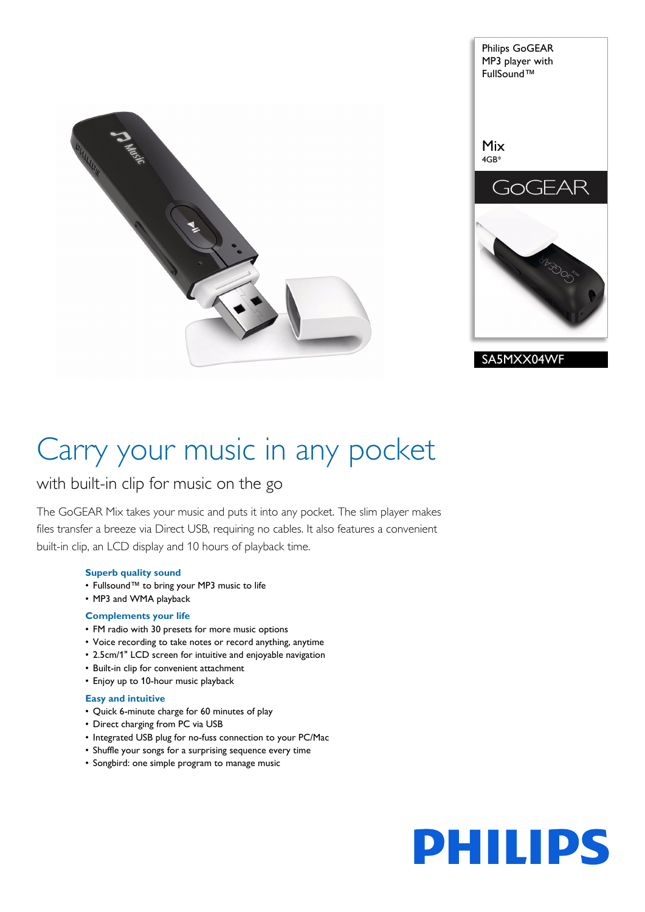Philips GoGEAR MP3 player with FullSound™

Mix
4GB*

GoGEAR

SA5MXX04WF

# Carry your music in any pocket

## with built-in clip for music on the go

The GoGEAR Mix takes your music and puts it into any pocket. The slim player makes files transfer a breeze via Direct USB, requiring no cables. It also features a convenient built-in clip, an LCD display and 10 hours of playback time.

### Superb quality sound

- Fullsound™ to bring your MP3 music to life
- MP3 and WMA playback

### Complements your life

- FM radio with 30 presets for more music options
- Voice recording to take notes or record anything, anytime
- 2.5cm/1" LCD screen for intuitive and enjoyable navigation
- Built-in clip for convenient attachment
- Enjoy up to 10-hour music playback

### Easy and intuitive

- Quick 6-minute charge for 60 minutes of play
- Direct charging from PC via USB
- Integrated USB plug for no-fuss connection to your PC/Mac
- Shuffle your songs for a surprising sequence every time
- Songbird: one simple program to manage music

PHILIPS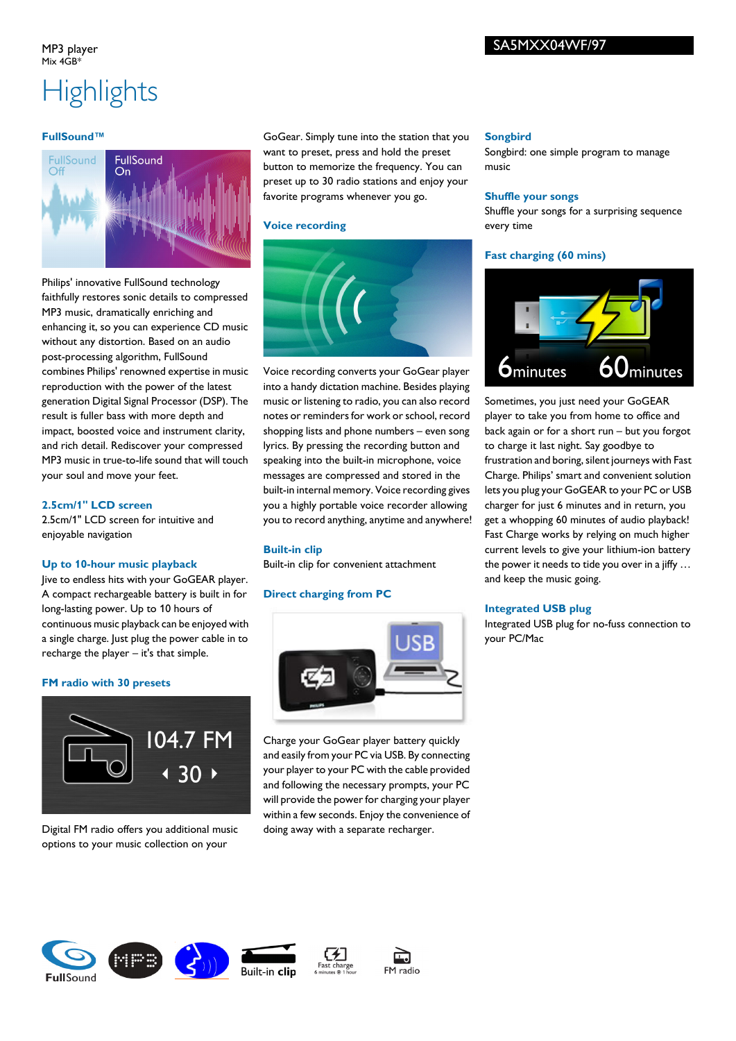MP3 player
Mix 4GB*

SA5MXX04WF/97

# Highlights

### FullSound™

Philips' innovative FullSound technology faithfully restores sonic details to compressed MP3 music, dramatically enriching and enhancing it, so you can experience CD music without any distortion. Based on an audio post-processing algorithm, FullSound combines Philips' renowned expertise in music reproduction with the power of the latest generation Digital Signal Processor (DSP). The result is fuller bass with more depth and impact, boosted voice and instrument clarity, and rich detail. Rediscover your compressed MP3 music in true-to-life sound that will touch your soul and move your feet.

### 2.5cm/1" LCD screen

2.5cm/1" LCD screen for intuitive and enjoyable navigation

### Up to 10-hour music playback

Jive to endless hits with your GoGEAR player. A compact rechargeable battery is built in for long-lasting power. Up to 10 hours of continuous music playback can be enjoyed with a single charge. Just plug the power cable in to recharge the player – it's that simple.

### FM radio with 30 presets

Digital FM radio offers you additional music options to your music collection on your GoGear. Simply tune into the station that you want to preset, press and hold the preset button to memorize the frequency. You can preset up to 30 radio stations and enjoy your favorite programs whenever you go.

### Voice recording

Voice recording converts your GoGear player into a handy dictation machine. Besides playing music or listening to radio, you can also record notes or reminders for work or school, record shopping lists and phone numbers – even song lyrics. By pressing the recording button and speaking into the built-in microphone, voice messages are compressed and stored in the built-in internal memory. Voice recording gives you a highly portable voice recorder allowing you to record anything, anytime and anywhere!

### Built-in clip

Built-in clip for convenient attachment

### Direct charging from PC

Charge your GoGear player battery quickly and easily from your PC via USB. By connecting your player to your PC with the cable provided and following the necessary prompts, your PC will provide the power for charging your player within a few seconds. Enjoy the convenience of doing away with a separate recharger.

### Songbird

Songbird: one simple program to manage music

### Shuffle your songs

Shuffle your songs for a surprising sequence every time

### Fast charging (60 mins)

Sometimes, you just need your GoGEAR player to take you from home to office and back again or for a short run – but you forgot to charge it last night. Say goodbye to frustration and boring, silent journeys with Fast Charge. Philips' smart and convenient solution lets you plug your GoGEAR to your PC or USB charger for just 6 minutes and in return, you get a whopping 60 minutes of audio playback! Fast Charge works by relying on much higher current levels to give your lithium-ion battery the power it needs to tide you over in a jiffy … and keep the music going.

### Integrated USB plug

Integrated USB plug for no-fuss connection to your PC/Mac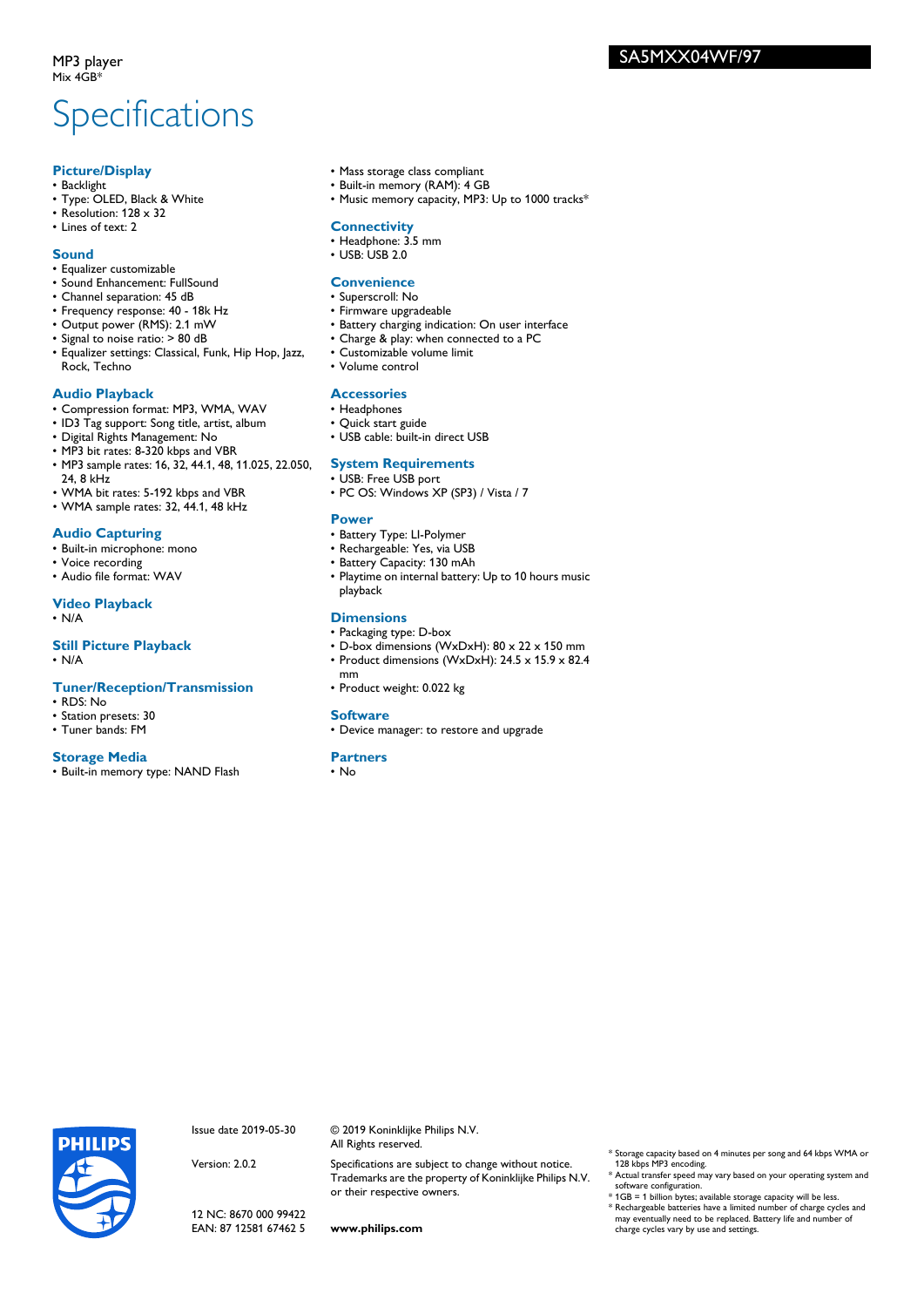MP3 player
Mix 4GB*

SA5MXX04WF/97

# Specifications

### Picture/Display
- Backlight
- Type: OLED, Black & White
- Resolution: 128 x 32
- Lines of text: 2

### Sound
- Equalizer customizable
- Sound Enhancement: FullSound
- Channel separation: 45 dB
- Frequency response: 40 - 18k Hz
- Output power (RMS): 2.1 mW
- Signal to noise ratio: > 80 dB
- Equalizer settings: Classical, Funk, Hip Hop, Jazz, Rock, Techno

### Audio Playback
- Compression format: MP3, WMA, WAV
- ID3 Tag support: Song title, artist, album
- Digital Rights Management: No
- MP3 bit rates: 8-320 kbps and VBR
- MP3 sample rates: 16, 32, 44.1, 48, 11.025, 22.050, 24, 8 kHz
- WMA bit rates: 5-192 kbps and VBR
- WMA sample rates: 32, 44.1, 48 kHz

### Audio Capturing
- Built-in microphone: mono
- Voice recording
- Audio file format: WAV

### Video Playback
- N/A

### Still Picture Playback
- N/A

### Tuner/Reception/Transmission
- RDS: No
- Station presets: 30
- Tuner bands: FM

### Storage Media
- Built-in memory type: NAND Flash
- Mass storage class compliant
- Built-in memory (RAM): 4 GB
- Music memory capacity, MP3: Up to 1000 tracks*

### Connectivity
- Headphone: 3.5 mm
- USB: USB 2.0

### Convenience
- Superscroll: No
- Firmware upgradeable
- Battery charging indication: On user interface
- Charge & play: when connected to a PC
- Customizable volume limit
- Volume control

### Accessories
- Headphones
- Quick start guide
- USB cable: built-in direct USB

### System Requirements
- USB: Free USB port
- PC OS: Windows XP (SP3) / Vista / 7

### Power
- Battery Type: LI-Polymer
- Rechargeable: Yes, via USB
- Battery Capacity: 130 mAh
- Playtime on internal battery: Up to 10 hours music playback

### Dimensions
- Packaging type: D-box
- D-box dimensions (WxDxH): 80 x 22 x 150 mm
- Product dimensions (WxDxH): 24.5 x 15.9 x 82.4 mm
- Product weight: 0.022 kg

### Software
- Device manager: to restore and upgrade

### Partners
- No

Issue date 2019-05-30

Version: 2.0.2

12 NC: 8670 000 99422
EAN: 87 12581 67462 5

© 2019 Koninklijke Philips N.V.
All Rights reserved.

Specifications are subject to change without notice. Trademarks are the property of Koninklijke Philips N.V. or their respective owners.

**www.philips.com**

* Storage capacity based on 4 minutes per song and 64 kbps WMA or 128 kbps MP3 encoding.
* Actual transfer speed may vary based on your operating system and software configuration.
* 1GB = 1 billion bytes; available storage capacity will be less.
* Rechargeable batteries have a limited number of charge cycles and may eventually need to be replaced. Battery life and number of charge cycles vary by use and settings.